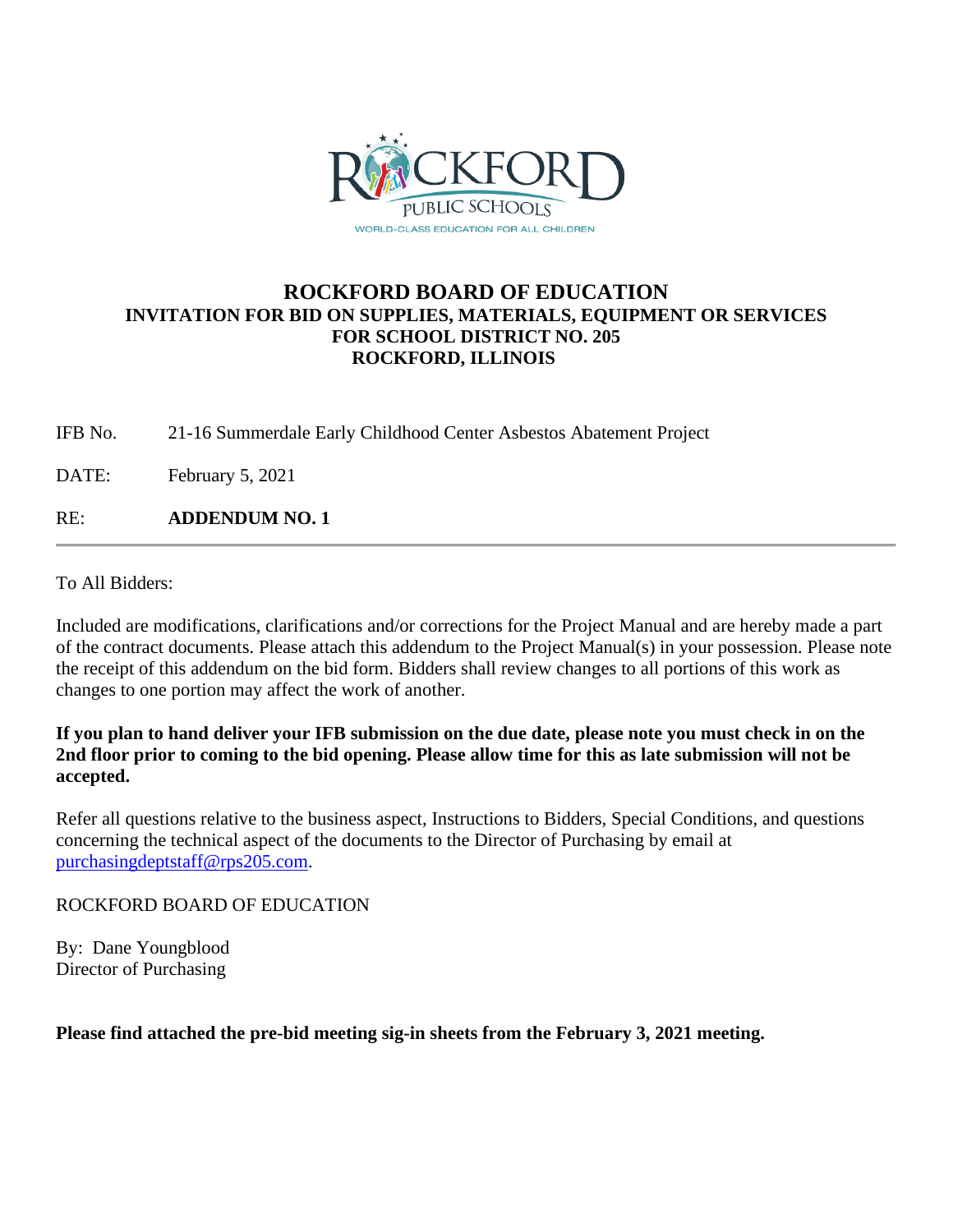# ROCKFORD BOARD OF EDUCATION

## INVITATION FOR BID ON SUPPLIES, MATERIALS, EQUIPMENT OR SERVICES FOR SCHOOL DISTRICT NO. 205 ROCKFORD, ILLINOIS

IFB No. 21-16 Summerdale Early Childhood Center Asbestos Abatement Project

DATE: February 5, 2021

RE: **ADDENDUM NO. 1**

---

To All Bidders:

Included are modifications, clarifications and/or corrections for the Project Manual and are hereby made a part of the contract documents. Please attach this addendum to the Project Manual(s) in your possession. Please note the receipt of this addendum on the bid form. Bidders shall review changes to all portions of this work as changes to one portion may affect the work of another.

**If you plan to hand deliver your IFB submission on the due date, please note you must check in on the 2nd floor prior to coming to the bid opening. Please allow time for this as late submission will not be accepted.**

Refer all questions relative to the business aspect, Instructions to Bidders, Special Conditions, and questions concerning the technical aspect of the documents to the Director of Purchasing by email at purchasingdeptstaff@rps205.com.

ROCKFORD BOARD OF EDUCATION

By: Dane Youngblood
Director of Purchasing

**Please find attached the pre-bid meeting sig-in sheets from the February 3, 2021 meeting.**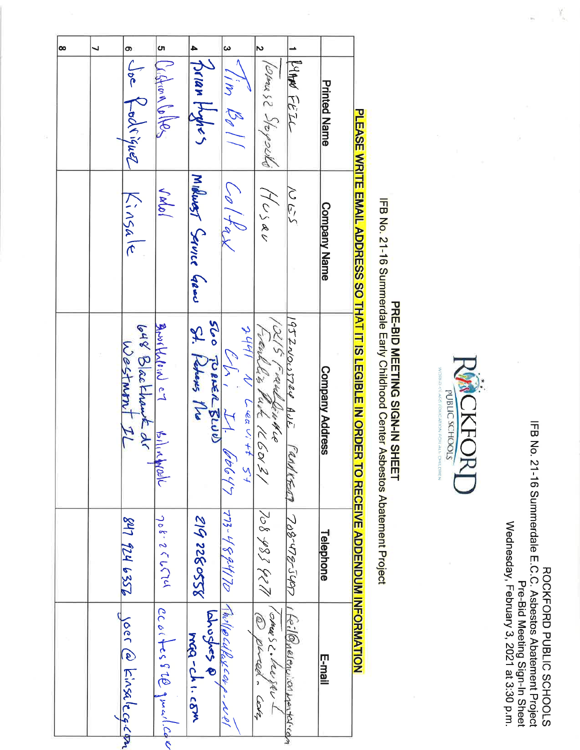ROCKFORD PUBLIC SCHOOLS
IFB No. 21-16 Summerdale E.C.C. Asbestos Abatement Project
Pre-Bid Meeting Sign-In Sheet
Wednesday, February 3, 2021 at 3:30 p.m.

ROCKFORD PUBLIC SCHOOLS

**PRE-BID MEETING SIGN-IN SHEET**

IFB No. 21-16 Summerdale Early Childhood Center Asbestos Abatement Project

**PLEASE WRITE EMAIL ADDRESS SO THAT IT IS LEGIBLE IN ORDER TO RECEIVE ADDENDUM INFORMATION**

| | Printed Name | Company Name | Company Address | Telephone | E-mail |
|---|---|---|---|---|---|
| 1 | Ryan FEIL | NES | 19 Z Nocs724 AVE Frankfort | 708-479-5407 | rfeil@nesenvironmental.com |
| 2 | Tomasz Slopocki | Husar | 10215 Franklin Ave Franklin Park IL 60131 | 708 983 4271 | Tomasz.husar1@gmail.com |
| 3 | Tim Boll | Colfax | 2441 N Leavitt St Chi, IL 60647 | 773-489-4170 | tboll@colfaxcorp.net |
| 4 | Brian Hughes | Midwest Service Group | 5600 Tower Blvd St. Peters Ho | 219 226 0558 | bhughes@msg-chi.com |
| 5 | Cristian Coltes | Valor | 8001 Madison ct Burbrook | 708-25 6574 | ccoltes820@gmail.com |
| 6 | Joe Rodriguez | Kinsale | 648 Blackhawk dr Westmont IL | 847 924 6356 | joer@kinsalecg.com |
| 7 | | | | | |
| 8 | | | | | |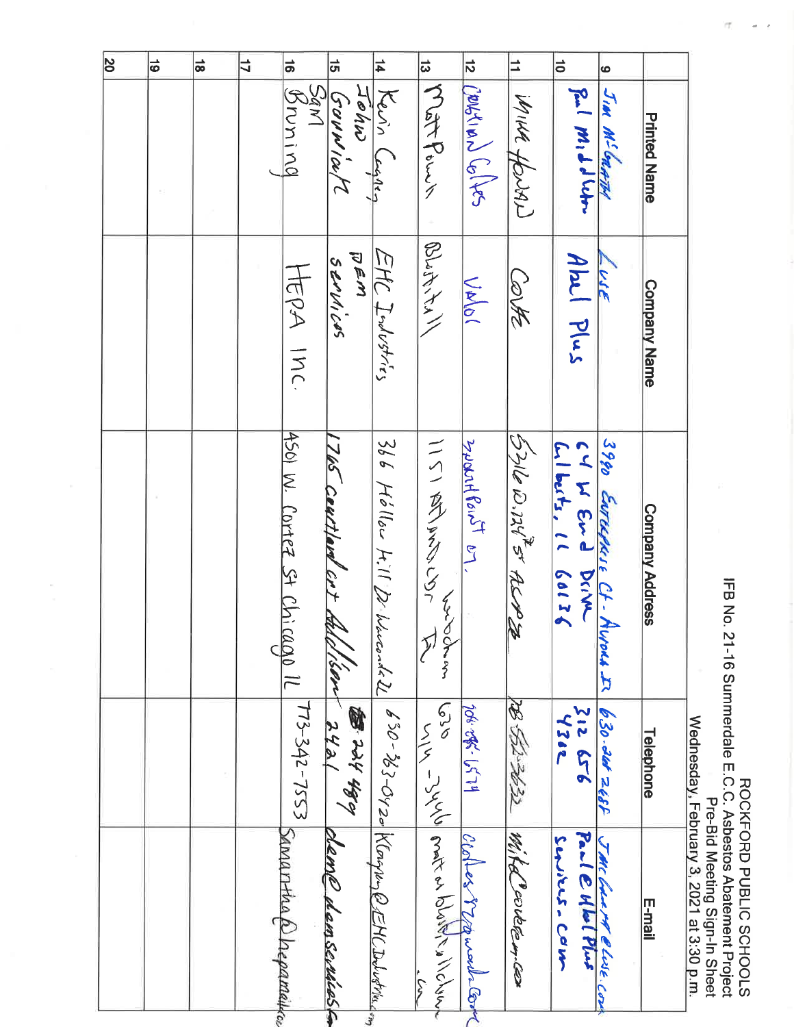ROCKFORD PUBLIC SCHOOLS
IFB No. 21-16 Summerdale E.C.C. Asbestos Abatement Project
Pre-Bid Meeting Sign-In Sheet
Wednesday, February 3, 2021 at 3:30 p.m.

| | Printed Name | Company Name | Company Address | Telephone | E-mail |
|---|---|---|---|---|---|
| 9 | Jim McGrath | Luse | 3990 Enterprise Ct - Aurora IL | 630-264-2658 | JMcGrath@Luse.com |
| 10 | Paul Middleton | Abel Plus | 64 W End Drive Gilberts, IL 60136 | 312 656 4302 | Paul@AbelPlus Services.com |
| 11 | Mike Howard | Cotter | 5216 W. 124th St Alsip | 708 532 2632 | Mike@cotter.co |
| 12 | Christian Coates | Valor | 2 Point Point Dr. | 706-296-6574 | ccoates@valorworldwide.com |
| 13 | Matt Powell | Blackstone | 1151 Rohlwing Dr Woodham IL | 630 414-3446 | matt@blackstonellc.com |
| 14 | Kevin Cagney | EHC Industries | 366 Hollow Hill Dr Wauconda IL | 630-363-0920 | KCagney@EHCIndustries.com |
| 15 | John Gonwiak | DEM services | 1765 Courtland Ct Addison | 224 489 2421 | dem@demservices.com |
| 16 | Sam Bruning | HEPA Inc. | 4501 W. Cortez St Chicago IL | 773-342-7553 | Samantha@hepamail.com |
| 17 | | | | | |
| 18 | | | | | |
| 19 | | | | | |
| 20 | | | | | |